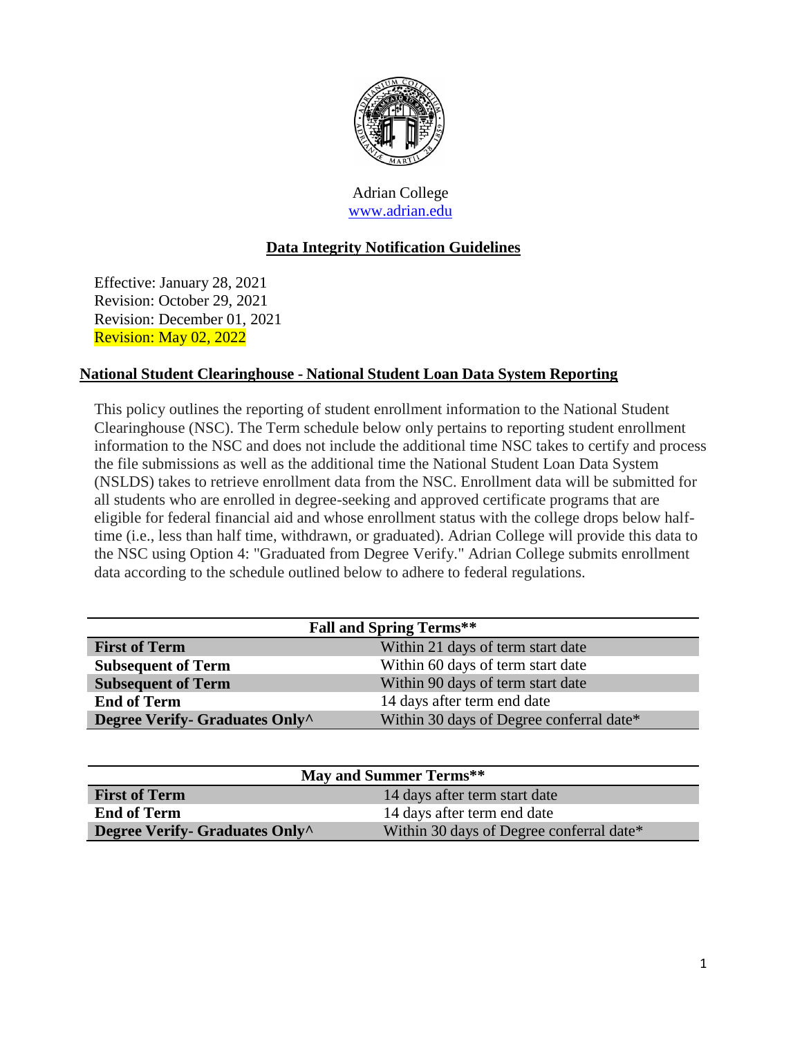Adrian College
www.adrian.edu

## Data Integrity Notification Guidelines

Effective: January 28, 2021
Revision: October 29, 2021
Revision: December 01, 2021
Revision: May 02, 2022

### National Student Clearinghouse - National Student Loan Data System Reporting

This policy outlines the reporting of student enrollment information to the National Student Clearinghouse (NSC). The Term schedule below only pertains to reporting student enrollment information to the NSC and does not include the additional time NSC takes to certify and process the file submissions as well as the additional time the National Student Loan Data System (NSLDS) takes to retrieve enrollment data from the NSC. Enrollment data will be submitted for all students who are enrolled in degree-seeking and approved certificate programs that are eligible for federal financial aid and whose enrollment status with the college drops below half-time (i.e., less than half time, withdrawn, or graduated). Adrian College will provide this data to the NSC using Option 4: "Graduated from Degree Verify." Adrian College submits enrollment data according to the schedule outlined below to adhere to federal regulations.

| Fall and Spring Terms** | |
|---|---|
| **First of Term** | Within 21 days of term start date |
| **Subsequent of Term** | Within 60 days of term start date |
| **Subsequent of Term** | Within 90 days of term start date |
| **End of Term** | 14 days after term end date |
| **Degree Verify- Graduates Only^** | Within 30 days of Degree conferral date* |

| May and Summer Terms** | |
|---|---|
| **First of Term** | 14 days after term start date |
| **End of Term** | 14 days after term end date |
| **Degree Verify- Graduates Only^** | Within 30 days of Degree conferral date* |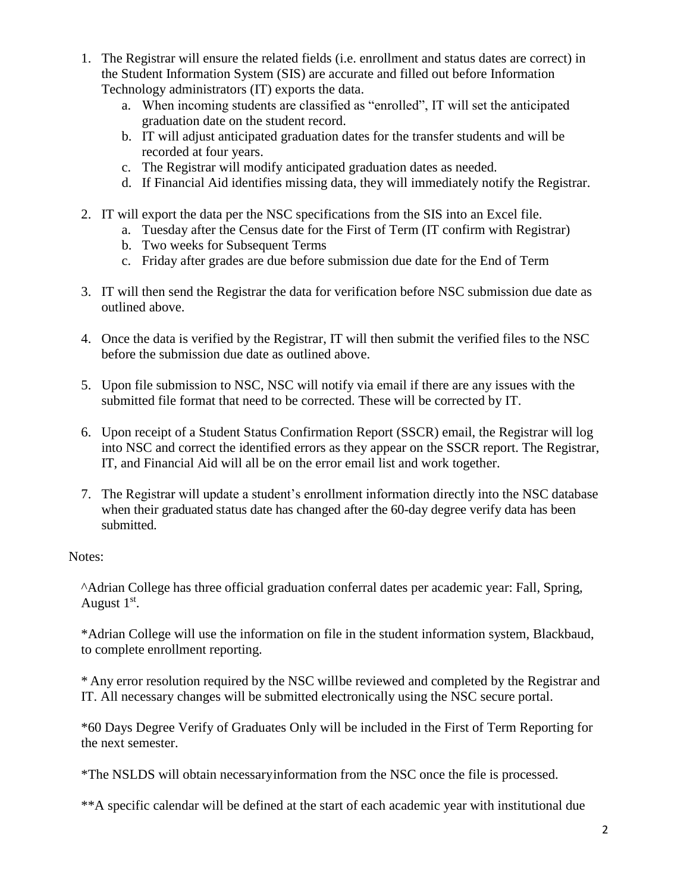1. The Registrar will ensure the related fields (i.e. enrollment and status dates are correct) in the Student Information System (SIS) are accurate and filled out before Information Technology administrators (IT) exports the data.
   a. When incoming students are classified as "enrolled", IT will set the anticipated graduation date on the student record.
   b. IT will adjust anticipated graduation dates for the transfer students and will be recorded at four years.
   c. The Registrar will modify anticipated graduation dates as needed.
   d. If Financial Aid identifies missing data, they will immediately notify the Registrar.

2. IT will export the data per the NSC specifications from the SIS into an Excel file.
   a. Tuesday after the Census date for the First of Term (IT confirm with Registrar)
   b. Two weeks for Subsequent Terms
   c. Friday after grades are due before submission due date for the End of Term

3. IT will then send the Registrar the data for verification before NSC submission due date as outlined above.

4. Once the data is verified by the Registrar, IT will then submit the verified files to the NSC before the submission due date as outlined above.

5. Upon file submission to NSC, NSC will notify via email if there are any issues with the submitted file format that need to be corrected. These will be corrected by IT.

6. Upon receipt of a Student Status Confirmation Report (SSCR) email, the Registrar will log into NSC and correct the identified errors as they appear on the SSCR report. The Registrar, IT, and Financial Aid will all be on the error email list and work together.

7. The Registrar will update a student's enrollment information directly into the NSC database when their graduated status date has changed after the 60-day degree verify data has been submitted.

Notes:

^Adrian College has three official graduation conferral dates per academic year: Fall, Spring, August 1st.

*Adrian College will use the information on file in the student information system, Blackbaud, to complete enrollment reporting.

* Any error resolution required by the NSC willbe reviewed and completed by the Registrar and IT. All necessary changes will be submitted electronically using the NSC secure portal.

*60 Days Degree Verify of Graduates Only will be included in the First of Term Reporting for the next semester.

*The NSLDS will obtain necessaryinformation from the NSC once the file is processed.

**A specific calendar will be defined at the start of each academic year with institutional due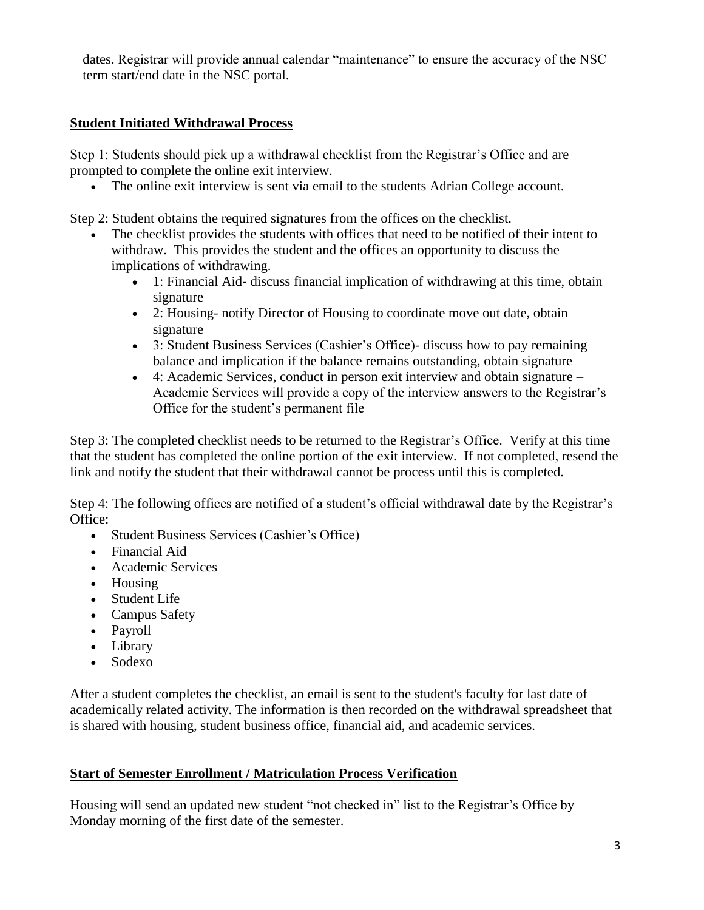dates. Registrar will provide annual calendar "maintenance" to ensure the accuracy of the NSC term start/end date in the NSC portal.

## Student Initiated Withdrawal Process

Step 1: Students should pick up a withdrawal checklist from the Registrar's Office and are prompted to complete the online exit interview.

- The online exit interview is sent via email to the students Adrian College account.

Step 2: Student obtains the required signatures from the offices on the checklist.

- The checklist provides the students with offices that need to be notified of their intent to withdraw. This provides the student and the offices an opportunity to discuss the implications of withdrawing.
  - 1: Financial Aid- discuss financial implication of withdrawing at this time, obtain signature
  - 2: Housing- notify Director of Housing to coordinate move out date, obtain signature
  - 3: Student Business Services (Cashier's Office)- discuss how to pay remaining balance and implication if the balance remains outstanding, obtain signature
  - 4: Academic Services, conduct in person exit interview and obtain signature – Academic Services will provide a copy of the interview answers to the Registrar's Office for the student's permanent file

Step 3: The completed checklist needs to be returned to the Registrar's Office. Verify at this time that the student has completed the online portion of the exit interview. If not completed, resend the link and notify the student that their withdrawal cannot be process until this is completed.

Step 4: The following offices are notified of a student's official withdrawal date by the Registrar's Office:

- Student Business Services (Cashier's Office)
- Financial Aid
- Academic Services
- Housing
- Student Life
- Campus Safety
- Payroll
- Library
- Sodexo

After a student completes the checklist, an email is sent to the student's faculty for last date of academically related activity. The information is then recorded on the withdrawal spreadsheet that is shared with housing, student business office, financial aid, and academic services.

## Start of Semester Enrollment / Matriculation Process Verification

Housing will send an updated new student "not checked in" list to the Registrar's Office by Monday morning of the first date of the semester.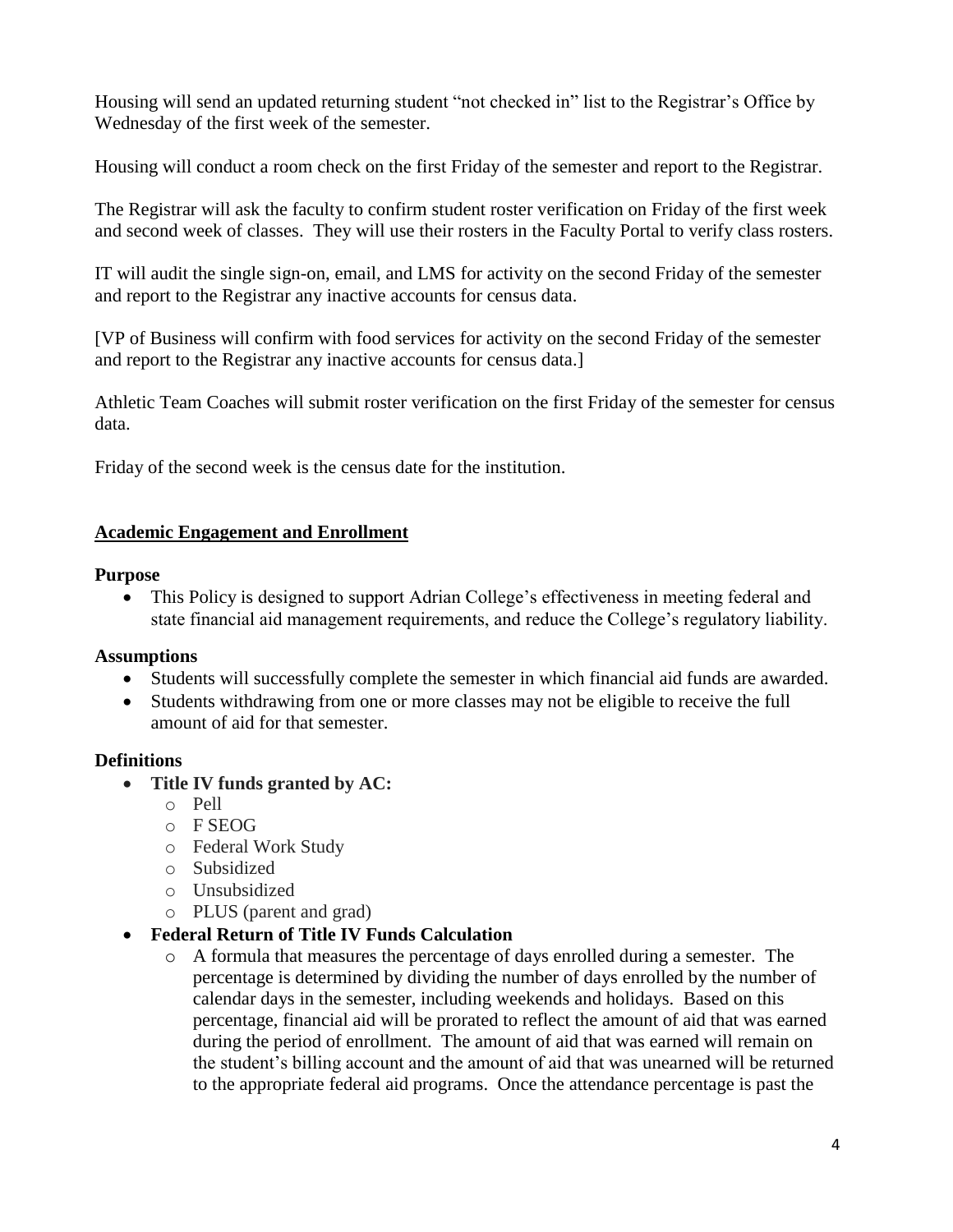Housing will send an updated returning student "not checked in" list to the Registrar's Office by Wednesday of the first week of the semester.

Housing will conduct a room check on the first Friday of the semester and report to the Registrar.

The Registrar will ask the faculty to confirm student roster verification on Friday of the first week and second week of classes. They will use their rosters in the Faculty Portal to verify class rosters.

IT will audit the single sign-on, email, and LMS for activity on the second Friday of the semester and report to the Registrar any inactive accounts for census data.

[VP of Business will confirm with food services for activity on the second Friday of the semester and report to the Registrar any inactive accounts for census data.]

Athletic Team Coaches will submit roster verification on the first Friday of the semester for census data.

Friday of the second week is the census date for the institution.

## Academic Engagement and Enrollment

### Purpose

- This Policy is designed to support Adrian College's effectiveness in meeting federal and state financial aid management requirements, and reduce the College's regulatory liability.

### Assumptions

- Students will successfully complete the semester in which financial aid funds are awarded.
- Students withdrawing from one or more classes may not be eligible to receive the full amount of aid for that semester.

### Definitions

- **Title IV funds granted by AC:**
  - Pell
  - F SEOG
  - Federal Work Study
  - Subsidized
  - Unsubsidized
  - PLUS (parent and grad)
- **Federal Return of Title IV Funds Calculation**
  - A formula that measures the percentage of days enrolled during a semester. The percentage is determined by dividing the number of days enrolled by the number of calendar days in the semester, including weekends and holidays. Based on this percentage, financial aid will be prorated to reflect the amount of aid that was earned during the period of enrollment. The amount of aid that was earned will remain on the student's billing account and the amount of aid that was unearned will be returned to the appropriate federal aid programs. Once the attendance percentage is past the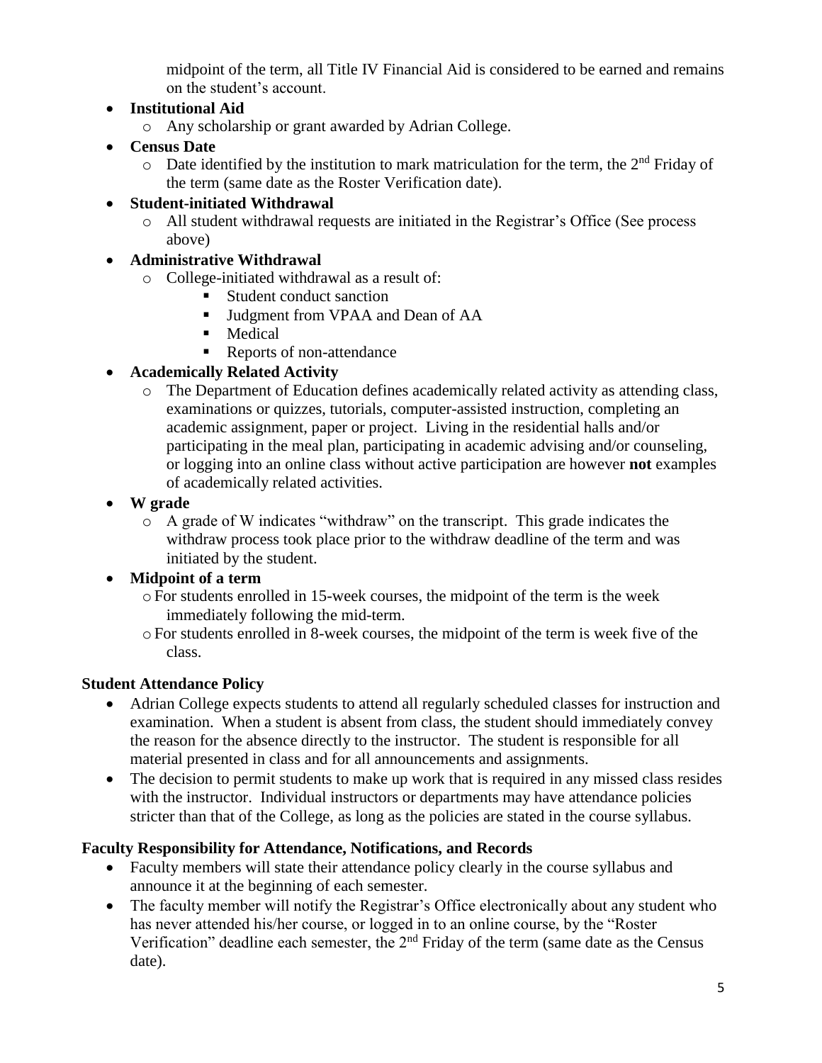midpoint of the term, all Title IV Financial Aid is considered to be earned and remains on the student's account.

- **Institutional Aid**
  - Any scholarship or grant awarded by Adrian College.
- **Census Date**
  - Date identified by the institution to mark matriculation for the term, the 2nd Friday of the term (same date as the Roster Verification date).
- **Student-initiated Withdrawal**
  - All student withdrawal requests are initiated in the Registrar's Office (See process above)
- **Administrative Withdrawal**
  - College-initiated withdrawal as a result of:
    - Student conduct sanction
    - Judgment from VPAA and Dean of AA
    - Medical
    - Reports of non-attendance
- **Academically Related Activity**
  - The Department of Education defines academically related activity as attending class, examinations or quizzes, tutorials, computer-assisted instruction, completing an academic assignment, paper or project. Living in the residential halls and/or participating in the meal plan, participating in academic advising and/or counseling, or logging into an online class without active participation are however **not** examples of academically related activities.
- **W grade**
  - A grade of W indicates "withdraw" on the transcript. This grade indicates the withdraw process took place prior to the withdraw deadline of the term and was initiated by the student.
- **Midpoint of a term**
  - For students enrolled in 15-week courses, the midpoint of the term is the week immediately following the mid-term.
  - For students enrolled in 8-week courses, the midpoint of the term is week five of the class.

### Student Attendance Policy

- Adrian College expects students to attend all regularly scheduled classes for instruction and examination. When a student is absent from class, the student should immediately convey the reason for the absence directly to the instructor. The student is responsible for all material presented in class and for all announcements and assignments.
- The decision to permit students to make up work that is required in any missed class resides with the instructor. Individual instructors or departments may have attendance policies stricter than that of the College, as long as the policies are stated in the course syllabus.

### Faculty Responsibility for Attendance, Notifications, and Records

- Faculty members will state their attendance policy clearly in the course syllabus and announce it at the beginning of each semester.
- The faculty member will notify the Registrar's Office electronically about any student who has never attended his/her course, or logged in to an online course, by the "Roster Verification" deadline each semester, the 2nd Friday of the term (same date as the Census date).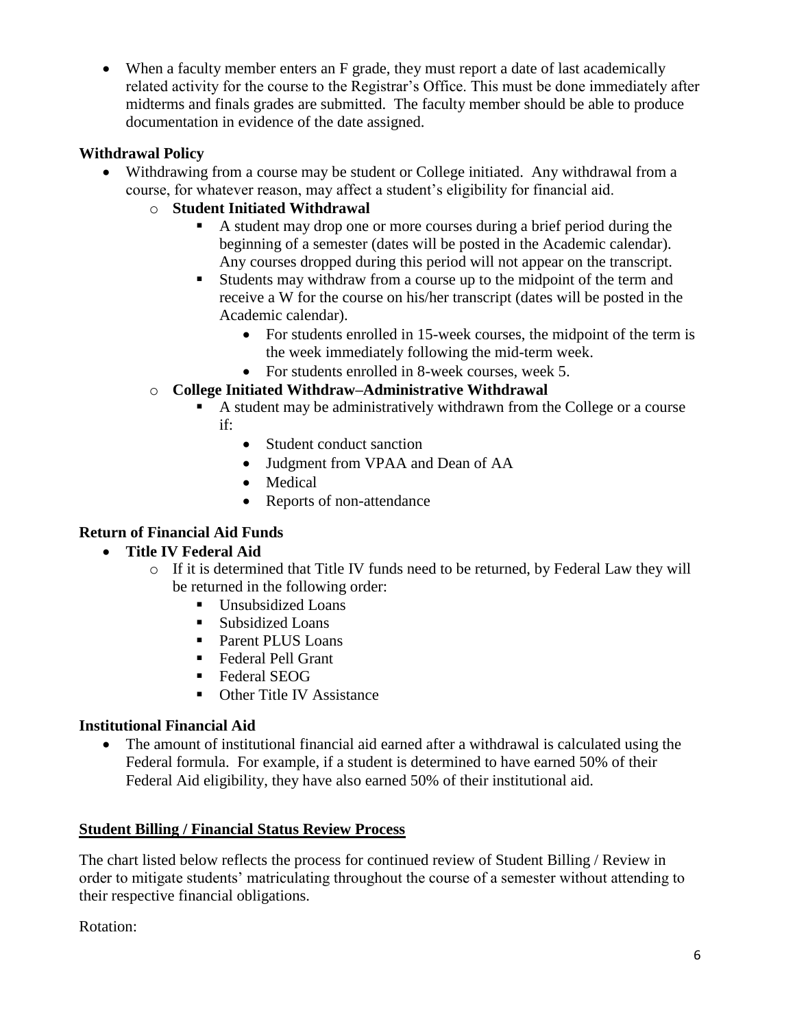- When a faculty member enters an F grade, they must report a date of last academically related activity for the course to the Registrar's Office. This must be done immediately after midterms and finals grades are submitted. The faculty member should be able to produce documentation in evidence of the date assigned.

**Withdrawal Policy**

- Withdrawing from a course may be student or College initiated. Any withdrawal from a course, for whatever reason, may affect a student's eligibility for financial aid.
  - **Student Initiated Withdrawal**
    - A student may drop one or more courses during a brief period during the beginning of a semester (dates will be posted in the Academic calendar). Any courses dropped during this period will not appear on the transcript.
    - Students may withdraw from a course up to the midpoint of the term and receive a W for the course on his/her transcript (dates will be posted in the Academic calendar).
      - For students enrolled in 15-week courses, the midpoint of the term is the week immediately following the mid-term week.
      - For students enrolled in 8-week courses, week 5.
  - **College Initiated Withdraw–Administrative Withdrawal**
    - A student may be administratively withdrawn from the College or a course if:
      - Student conduct sanction
      - Judgment from VPAA and Dean of AA
      - Medical
      - Reports of non-attendance

**Return of Financial Aid Funds**

- **Title IV Federal Aid**
  - If it is determined that Title IV funds need to be returned, by Federal Law they will be returned in the following order:
    - Unsubsidized Loans
    - Subsidized Loans
    - Parent PLUS Loans
    - Federal Pell Grant
    - Federal SEOG
    - Other Title IV Assistance

**Institutional Financial Aid**

- The amount of institutional financial aid earned after a withdrawal is calculated using the Federal formula. For example, if a student is determined to have earned 50% of their Federal Aid eligibility, they have also earned 50% of their institutional aid.

**Student Billing / Financial Status Review Process**

The chart listed below reflects the process for continued review of Student Billing / Review in order to mitigate students' matriculating throughout the course of a semester without attending to their respective financial obligations.

Rotation: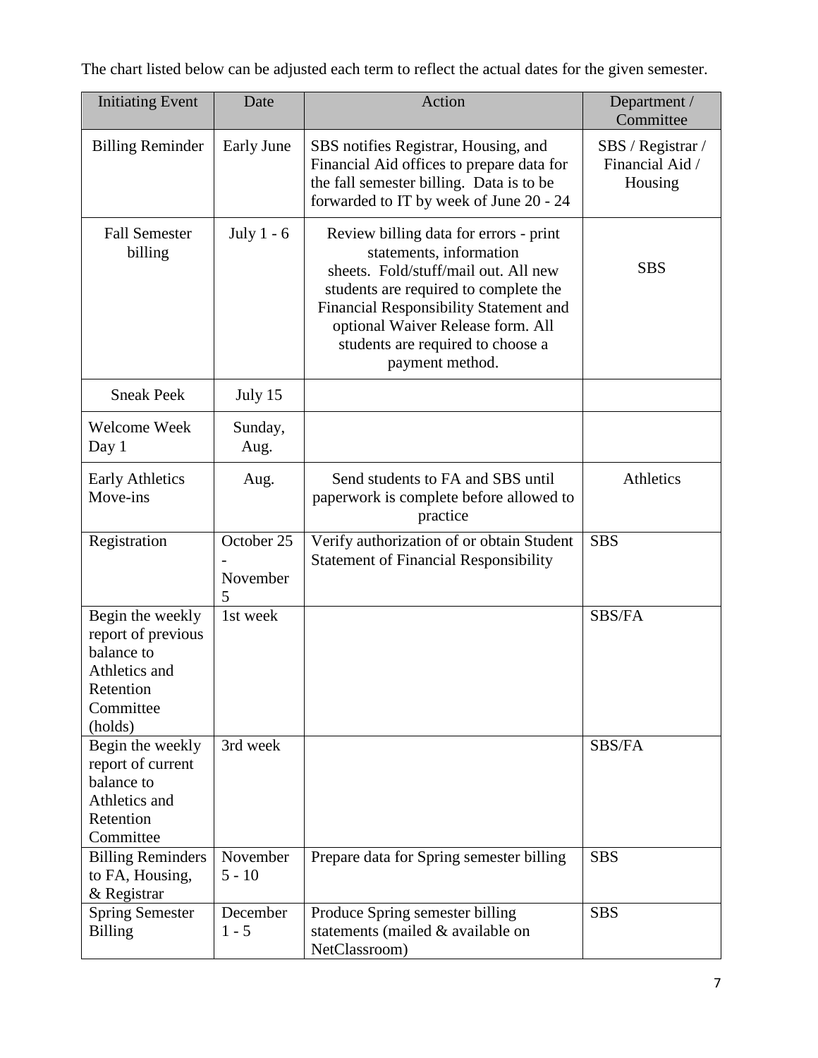The chart listed below can be adjusted each term to reflect the actual dates for the given semester.

| Initiating Event | Date | Action | Department / Committee |
|---|---|---|---|
| Billing Reminder | Early June | SBS notifies Registrar, Housing, and Financial Aid offices to prepare data for the fall semester billing. Data is to be forwarded to IT by week of June 20 - 24 | SBS / Registrar / Financial Aid / Housing |
| Fall Semester billing | July 1 - 6 | Review billing data for errors - print statements, information sheets. Fold/stuff/mail out. All new students are required to complete the Financial Responsibility Statement and optional Waiver Release form. All students are required to choose a payment method. | SBS |
| Sneak Peek | July 15 | | |
| Welcome Week Day 1 | Sunday, Aug. | | |
| Early Athletics Move-ins | Aug. | Send students to FA and SBS until paperwork is complete before allowed to practice | Athletics |
| Registration | October 25 - November 5 | Verify authorization of or obtain Student Statement of Financial Responsibility | SBS |
| Begin the weekly report of previous balance to Athletics and Retention Committee (holds) | 1st week | | SBS/FA |
| Begin the weekly report of current balance to Athletics and Retention Committee | 3rd week | | SBS/FA |
| Billing Reminders to FA, Housing, & Registrar | November 5 - 10 | Prepare data for Spring semester billing | SBS |
| Spring Semester Billing | December 1 - 5 | Produce Spring semester billing statements (mailed & available on NetClassroom) | SBS |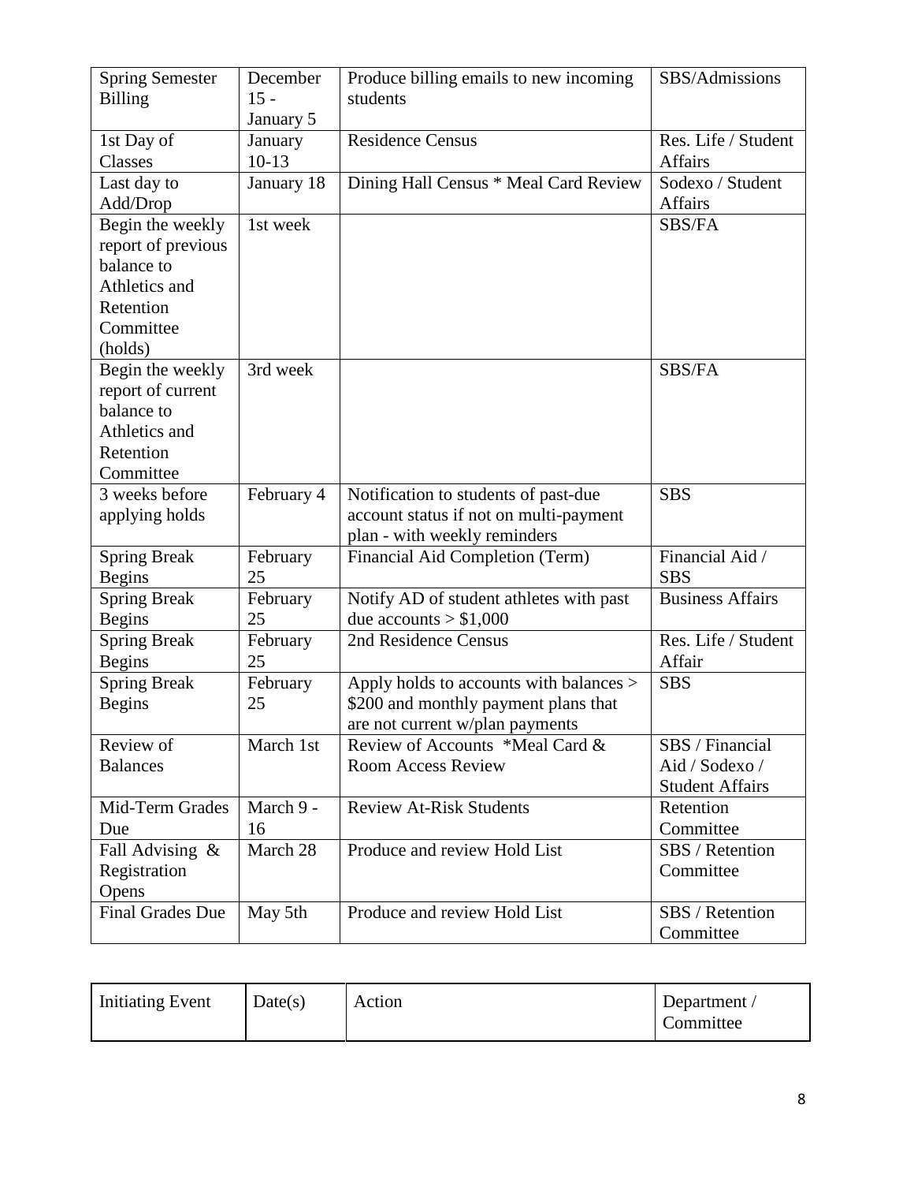| Spring Semester Billing | December 15 - January 5 | Produce billing emails to new incoming students | SBS/Admissions |
|---|---|---|---|
| 1st Day of Classes | January 10-13 | Residence Census | Res. Life / Student Affairs |
| Last day to Add/Drop | January 18 | Dining Hall Census * Meal Card Review | Sodexo / Student Affairs |
| Begin the weekly report of previous balance to Athletics and Retention Committee (holds) | 1st week | | SBS/FA |
| Begin the weekly report of current balance to Athletics and Retention Committee | 3rd week | | SBS/FA |
| 3 weeks before applying holds | February 4 | Notification to students of past-due account status if not on multi-payment plan - with weekly reminders | SBS |
| Spring Break Begins | February 25 | Financial Aid Completion (Term) | Financial Aid / SBS |
| Spring Break Begins | February 25 | Notify AD of student athletes with past due accounts > $1,000 | Business Affairs |
| Spring Break Begins | February 25 | 2nd Residence Census | Res. Life / Student Affair |
| Spring Break Begins | February 25 | Apply holds to accounts with balances > $200 and monthly payment plans that are not current w/plan payments | SBS |
| Review of Balances | March 1st | Review of Accounts *Meal Card & Room Access Review | SBS / Financial Aid / Sodexo / Student Affairs |
| Mid-Term Grades Due | March 9 - 16 | Review At-Risk Students | Retention Committee |
| Fall Advising & Registration Opens | March 28 | Produce and review Hold List | SBS / Retention Committee |
| Final Grades Due | May 5th | Produce and review Hold List | SBS / Retention Committee |

| Initiating Event | Date(s) | Action | Department / Committee |
|---|---|---|---|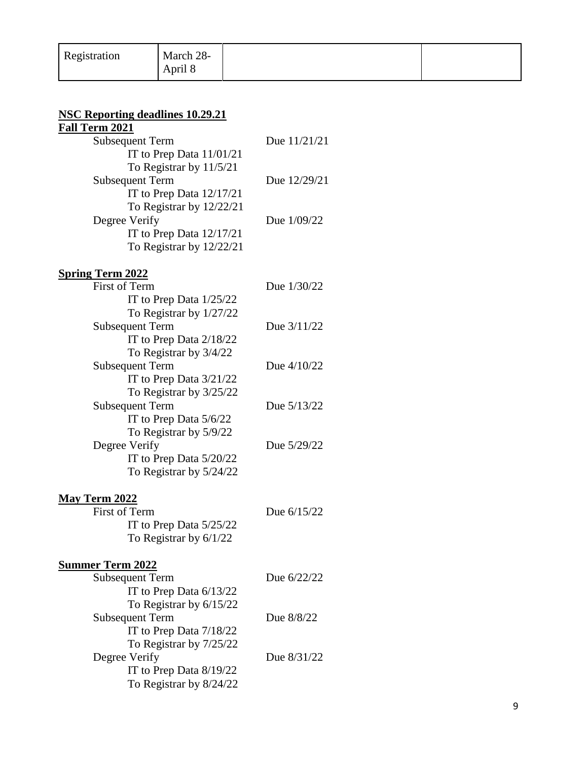| | | | |
|---|---|---|---|
| Registration | March 28-April 8 | | |

**NSC Reporting deadlines 10.29.21**

**Fall Term 2021**

Subsequent Term — Due 11/21/21
- IT to Prep Data 11/01/21
- To Registrar by 11/5/21

Subsequent Term — Due 12/29/21
- IT to Prep Data 12/17/21
- To Registrar by 12/22/21

Degree Verify — Due 1/09/22
- IT to Prep Data 12/17/21
- To Registrar by 12/22/21

**Spring Term 2022**

First of Term — Due 1/30/22
- IT to Prep Data 1/25/22
- To Registrar by 1/27/22

Subsequent Term — Due 3/11/22
- IT to Prep Data 2/18/22
- To Registrar by 3/4/22

Subsequent Term — Due 4/10/22
- IT to Prep Data 3/21/22
- To Registrar by 3/25/22

Subsequent Term — Due 5/13/22
- IT to Prep Data 5/6/22
- To Registrar by 5/9/22

Degree Verify — Due 5/29/22
- IT to Prep Data 5/20/22
- To Registrar by 5/24/22

**May Term 2022**

First of Term — Due 6/15/22
- IT to Prep Data 5/25/22
- To Registrar by 6/1/22

**Summer Term 2022**

Subsequent Term — Due 6/22/22
- IT to Prep Data 6/13/22
- To Registrar by 6/15/22

Subsequent Term — Due 8/8/22
- IT to Prep Data 7/18/22
- To Registrar by 7/25/22

Degree Verify — Due 8/31/22
- IT to Prep Data 8/19/22
- To Registrar by 8/24/22